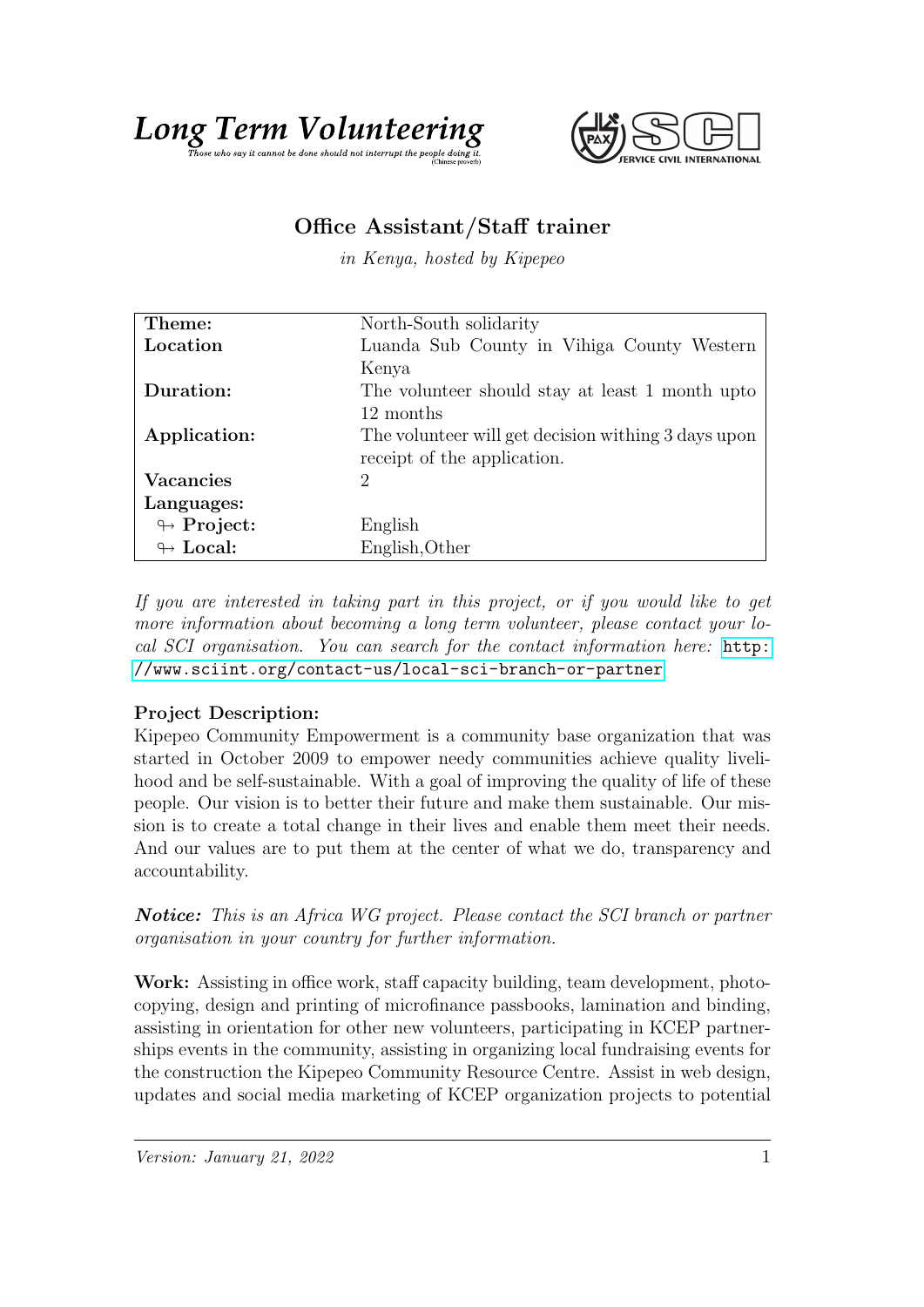**Long Term Volunteering**

*Those who say it cannot be done should not interrupt the people doing it.* (Chinese proverb)

# Office Assistant/Staff trainer

*in Kenya, hosted by Kipepeo*

| | |
|---|---|
| **Theme:** | North-South solidarity |
| **Location** | Luanda Sub County in Vihiga County Western Kenya |
| **Duration:** | The volunteer should stay at least 1 month upto 12 months |
| **Application:** | The volunteer will get decision withing 3 days upon receipt of the application. |
| **Vacancies** | 2 |
| **Languages:** | |
| ↬ **Project:** | English |
| ↬ **Local:** | English,Other |

*If you are interested in taking part in this project, or if you would like to get more information about becoming a long term volunteer, please contact your local SCI organisation. You can search for the contact information here:* http://www.sciint.org/contact-us/local-sci-branch-or-partner

**Project Description:**
Kipepeo Community Empowerment is a community base organization that was started in October 2009 to empower needy communities achieve quality livelihood and be self-sustainable. With a goal of improving the quality of life of these people. Our vision is to better their future and make them sustainable. Our mission is to create a total change in their lives and enable them meet their needs. And our values are to put them at the center of what we do, transparency and accountability.

***Notice:*** *This is an Africa WG project. Please contact the SCI branch or partner organisation in your country for further information.*

**Work:** Assisting in office work, staff capacity building, team development, photocopying, design and printing of microfinance passbooks, lamination and binding, assisting in orientation for other new volunteers, participating in KCEP partnerships events in the community, assisting in organizing local fundraising events for the construction the Kipepeo Community Resource Centre. Assist in web design, updates and social media marketing of KCEP organization projects to potential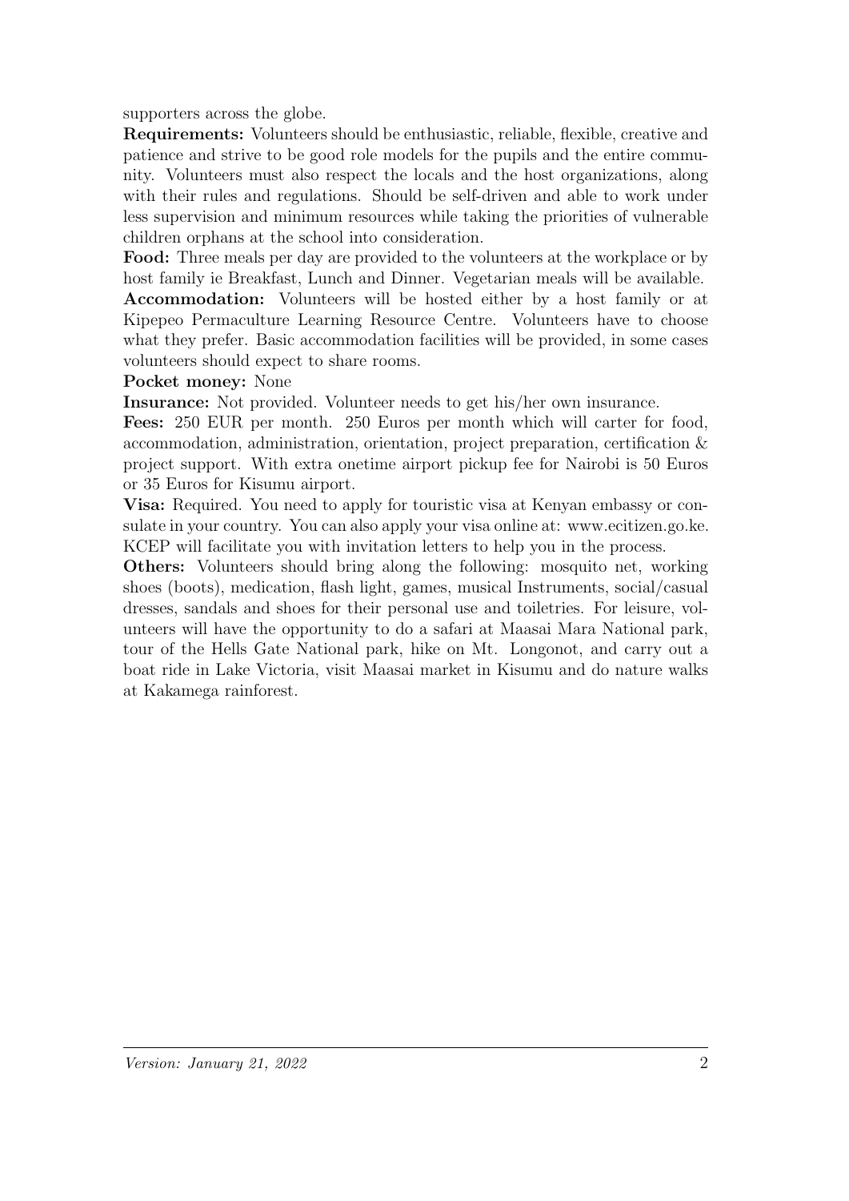supporters across the globe.

**Requirements:** Volunteers should be enthusiastic, reliable, flexible, creative and patience and strive to be good role models for the pupils and the entire community. Volunteers must also respect the locals and the host organizations, along with their rules and regulations. Should be self-driven and able to work under less supervision and minimum resources while taking the priorities of vulnerable children orphans at the school into consideration.

**Food:** Three meals per day are provided to the volunteers at the workplace or by host family ie Breakfast, Lunch and Dinner. Vegetarian meals will be available.

**Accommodation:** Volunteers will be hosted either by a host family or at Kipepeo Permaculture Learning Resource Centre. Volunteers have to choose what they prefer. Basic accommodation facilities will be provided, in some cases volunteers should expect to share rooms.

**Pocket money:** None

**Insurance:** Not provided. Volunteer needs to get his/her own insurance.

**Fees:** 250 EUR per month. 250 Euros per month which will carter for food, accommodation, administration, orientation, project preparation, certification & project support. With extra onetime airport pickup fee for Nairobi is 50 Euros or 35 Euros for Kisumu airport.

**Visa:** Required. You need to apply for touristic visa at Kenyan embassy or consulate in your country. You can also apply your visa online at: www.ecitizen.go.ke. KCEP will facilitate you with invitation letters to help you in the process.

**Others:** Volunteers should bring along the following: mosquito net, working shoes (boots), medication, flash light, games, musical Instruments, social/casual dresses, sandals and shoes for their personal use and toiletries. For leisure, volunteers will have the opportunity to do a safari at Maasai Mara National park, tour of the Hells Gate National park, hike on Mt. Longonot, and carry out a boat ride in Lake Victoria, visit Maasai market in Kisumu and do nature walks at Kakamega rainforest.